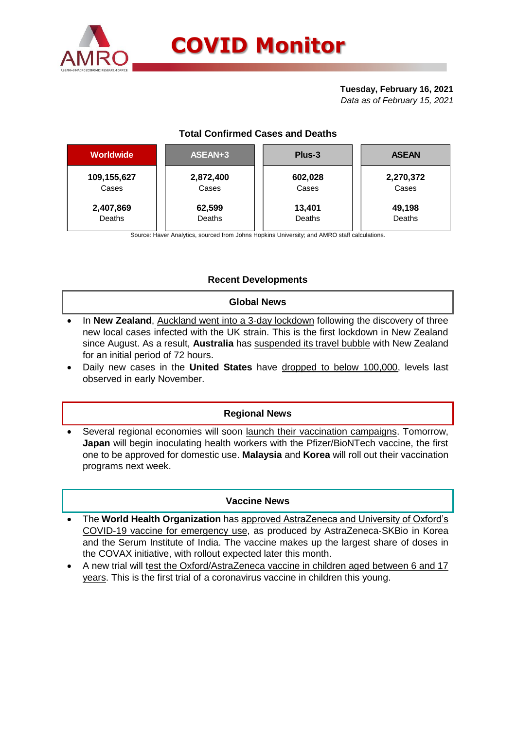# COVID Monitor

**Tuesday, February 16, 2021**
*Data as of February 15, 2021*

### Total Confirmed Cases and Deaths

| Worldwide | ASEAN+3 | Plus-3 | ASEAN |
|---|---|---|---|
| **109,155,627** Cases | **2,872,400** Cases | **602,028** Cases | **2,270,372** Cases |
| **2,407,869** Deaths | **62,599** Deaths | **13,401** Deaths | **49,198** Deaths |

Source: Haver Analytics, sourced from Johns Hopkins University; and AMRO staff calculations.

## Recent Developments

### Global News

- In **New Zealand**, Auckland went into a 3-day lockdown following the discovery of three new local cases infected with the UK strain. This is the first lockdown in New Zealand since August. As a result, **Australia** has suspended its travel bubble with New Zealand for an initial period of 72 hours.
- Daily new cases in the **United States** have dropped to below 100,000, levels last observed in early November.

### Regional News

- Several regional economies will soon launch their vaccination campaigns. Tomorrow, **Japan** will begin inoculating health workers with the Pfizer/BioNTech vaccine, the first one to be approved for domestic use. **Malaysia** and **Korea** will roll out their vaccination programs next week.

### Vaccine News

- The **World Health Organization** has approved AstraZeneca and University of Oxford's COVID-19 vaccine for emergency use, as produced by AstraZeneca-SKBio in Korea and the Serum Institute of India. The vaccine makes up the largest share of doses in the COVAX initiative, with rollout expected later this month.
- A new trial will test the Oxford/AstraZeneca vaccine in children aged between 6 and 17 years. This is the first trial of a coronavirus vaccine in children this young.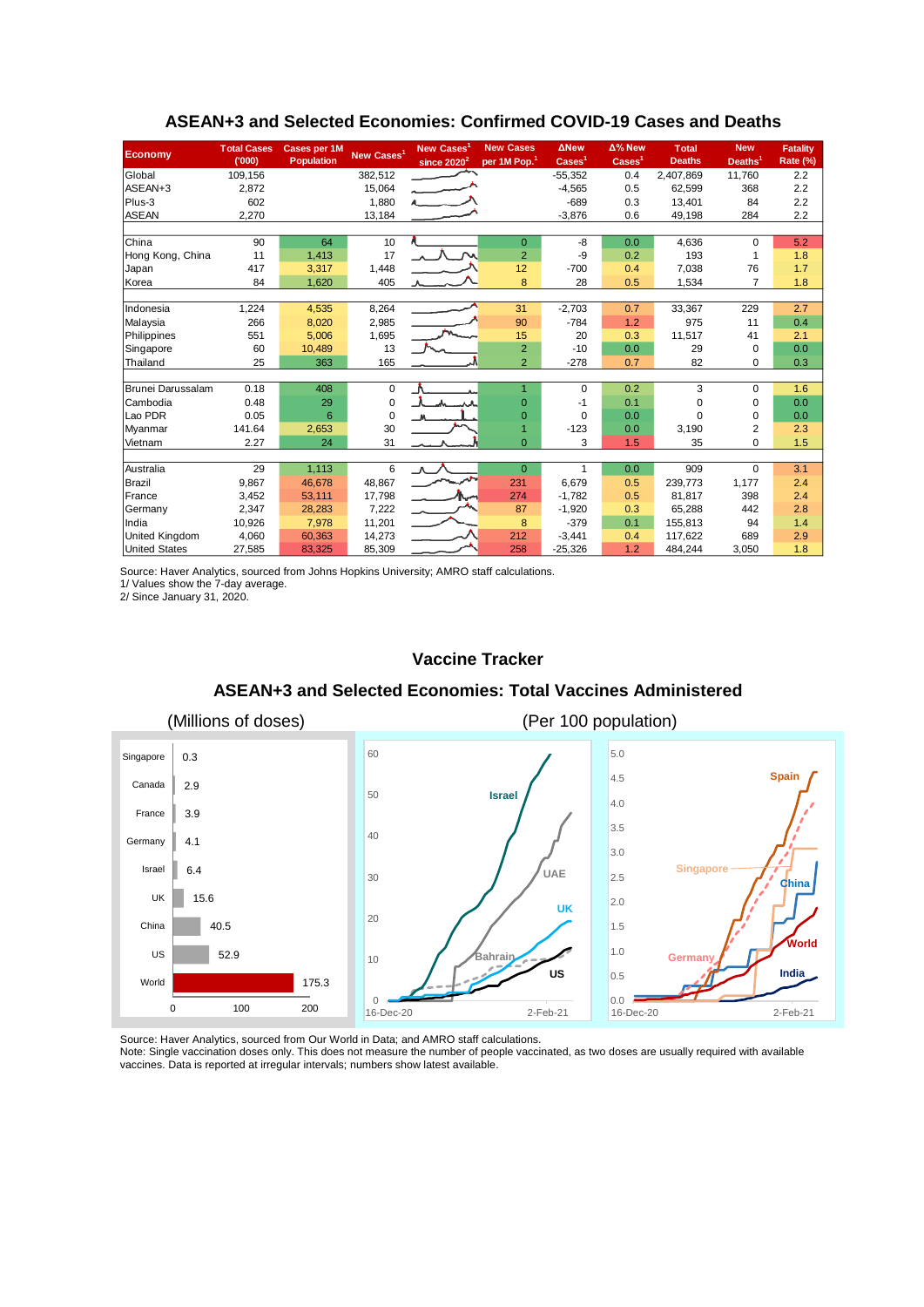## ASEAN+3 and Selected Economies: Confirmed COVID-19 Cases and Deaths

| Economy | Total Cases ('000) | Cases per 1M Population | New Cases[1] | New Cases[1] since 2020[2] | New Cases per 1M Pop.[1] | ΔNew Cases[1] | Δ% New Cases[1] | Total Deaths | New Deaths[1] | Fatality Rate (%) |
|---|---|---|---|---|---|---|---|---|---|---|
| Global | 109,156 | | 382,512 | | | -55,352 | 0.4 | 2,407,869 | 11,760 | 2.2 |
| ASEAN+3 | 2,872 | | 15,064 | | | -4,565 | 0.5 | 62,599 | 368 | 2.2 |
| Plus-3 | 602 | | 1,880 | | | -689 | 0.3 | 13,401 | 84 | 2.2 |
| ASEAN | 2,270 | | 13,184 | | | -3,876 | 0.6 | 49,198 | 284 | 2.2 |
| | | | | | | | | | | |
| China | 90 | 64 | 10 | | 0 | -8 | 0.0 | 4,636 | 0 | 5.2 |
| Hong Kong, China | 11 | 1,413 | 17 | | 2 | -9 | 0.2 | 193 | 1 | 1.8 |
| Japan | 417 | 3,317 | 1,448 | | 12 | -700 | 0.4 | 7,038 | 76 | 1.7 |
| Korea | 84 | 1,620 | 405 | | 8 | 28 | 0.5 | 1,534 | 7 | 1.8 |
| | | | | | | | | | | |
| Indonesia | 1,224 | 4,535 | 8,264 | | 31 | -2,703 | 0.7 | 33,367 | 229 | 2.7 |
| Malaysia | 266 | 8,020 | 2,985 | | 90 | -784 | 1.2 | 975 | 11 | 0.4 |
| Philippines | 551 | 5,006 | 1,695 | | 15 | 20 | 0.3 | 11,517 | 41 | 2.1 |
| Singapore | 60 | 10,489 | 13 | | 2 | -10 | 0.0 | 29 | 0 | 0.0 |
| Thailand | 25 | 363 | 165 | | 2 | -278 | 0.7 | 82 | 0 | 0.3 |
| | | | | | | | | | | |
| Brunei Darussalam | 0.18 | 408 | 0 | | 1 | 0 | 0.2 | 3 | 0 | 1.6 |
| Cambodia | 0.48 | 29 | 0 | | 0 | -1 | 0.1 | 0 | 0 | 0.0 |
| Lao PDR | 0.05 | 6 | 0 | | 0 | 0 | 0.0 | 0 | 0 | 0.0 |
| Myanmar | 141.64 | 2,653 | 30 | | 1 | -123 | 0.0 | 3,190 | 2 | 2.3 |
| Vietnam | 2.27 | 24 | 31 | | 0 | 3 | 1.5 | 35 | 0 | 1.5 |
| | | | | | | | | | | |
| Australia | 29 | 1,113 | 6 | | 0 | 1 | 0.0 | 909 | 0 | 3.1 |
| Brazil | 9,867 | 46,678 | 48,867 | | 231 | 6,679 | 0.5 | 239,773 | 1,177 | 2.4 |
| France | 3,452 | 53,111 | 17,798 | | 274 | -1,782 | 0.5 | 81,817 | 398 | 2.4 |
| Germany | 2,347 | 28,283 | 7,222 | | 87 | -1,920 | 0.3 | 65,288 | 442 | 2.8 |
| India | 10,926 | 7,978 | 11,201 | | 8 | -379 | 0.1 | 155,813 | 94 | 1.4 |
| United Kingdom | 4,060 | 60,363 | 14,273 | | 212 | -3,441 | 0.4 | 117,622 | 689 | 2.9 |
| United States | 27,585 | 83,325 | 85,309 | | 258 | -25,326 | 1.2 | 484,244 | 3,050 | 1.8 |

Source: Haver Analytics, sourced from Johns Hopkins University; AMRO staff calculations.
1/ Values show the 7-day average.
2/ Since January 31, 2020.

## Vaccine Tracker

### ASEAN+3 and Selected Economies: Total Vaccines Administered

(Millions of doses)

Singapore 0.3
Canada 2.9
France 3.9
Germany 4.1
Israel 6.4
UK 15.6
China 40.5
US 52.9
World 175.3
0 100 200

(Per 100 population)

60 50 40 30 20 10 0
Israel, UAE, UK, Bahrain, US
16-Dec-20 2-Feb-21

5.0 4.5 4.0 3.5 3.0 2.5 2.0 1.5 1.0 0.5 0.0
Spain, Singapore, China, World, Germany, India
16-Dec-20 2-Feb-21

Source: Haver Analytics, sourced from Our World in Data; and AMRO staff calculations.
Note: Single vaccination doses only. This does not measure the number of people vaccinated, as two doses are usually required with available vaccines. Data is reported at irregular intervals; numbers show latest available.